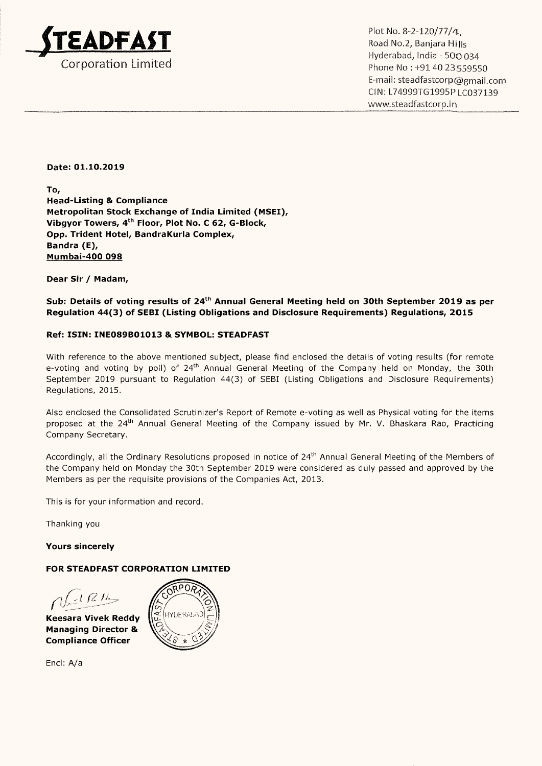**STEADFAST**
Corporation Limited

Plot No. 8-2-120/77/4,
Road No.2, Banjara Hills
Hyderabad, India - 500 034
Phone No : +91 40 23559550
E-mail: steadfastcorp@gmail.com
CIN: L74999TG1995PLC037139
www.steadfastcorp.in

**Date: 01.10.2019**

**To,**
**Head-Listing & Compliance**
**Metropolitan Stock Exchange of India Limited (MSEI),**
**Vibgyor Towers, 4th Floor, Plot No. C 62, G-Block,**
**Opp. Trident Hotel, BandraKurla Complex,**
**Bandra (E),**
**Mumbai-400 098**

**Dear Sir / Madam,**

**Sub: Details of voting results of 24th Annual General Meeting held on 30th September 2019 as per Regulation 44(3) of SEBI (Listing Obligations and Disclosure Requirements) Regulations, 2015**

**Ref: ISIN: INE089B01013 & SYMBOL: STEADFAST**

With reference to the above mentioned subject, please find enclosed the details of voting results (for remote e-voting and voting by poll) of 24th Annual General Meeting of the Company held on Monday, the 30th September 2019 pursuant to Regulation 44(3) of SEBI (Listing Obligations and Disclosure Requirements) Regulations, 2015.

Also enclosed the Consolidated Scrutinizer's Report of Remote e-voting as well as Physical voting for the items proposed at the 24th Annual General Meeting of the Company issued by Mr. V. Bhaskara Rao, Practicing Company Secretary.

Accordingly, all the Ordinary Resolutions proposed in notice of 24th Annual General Meeting of the Members of the Company held on Monday the 30th September 2019 were considered as duly passed and approved by the Members as per the requisite provisions of the Companies Act, 2013.

This is for your information and record.

Thanking you

**Yours sincerely**

**FOR STEADFAST CORPORATION LIMITED**

**Keesara Vivek Reddy**
**Managing Director &**
**Compliance Officer**

Encl: A/a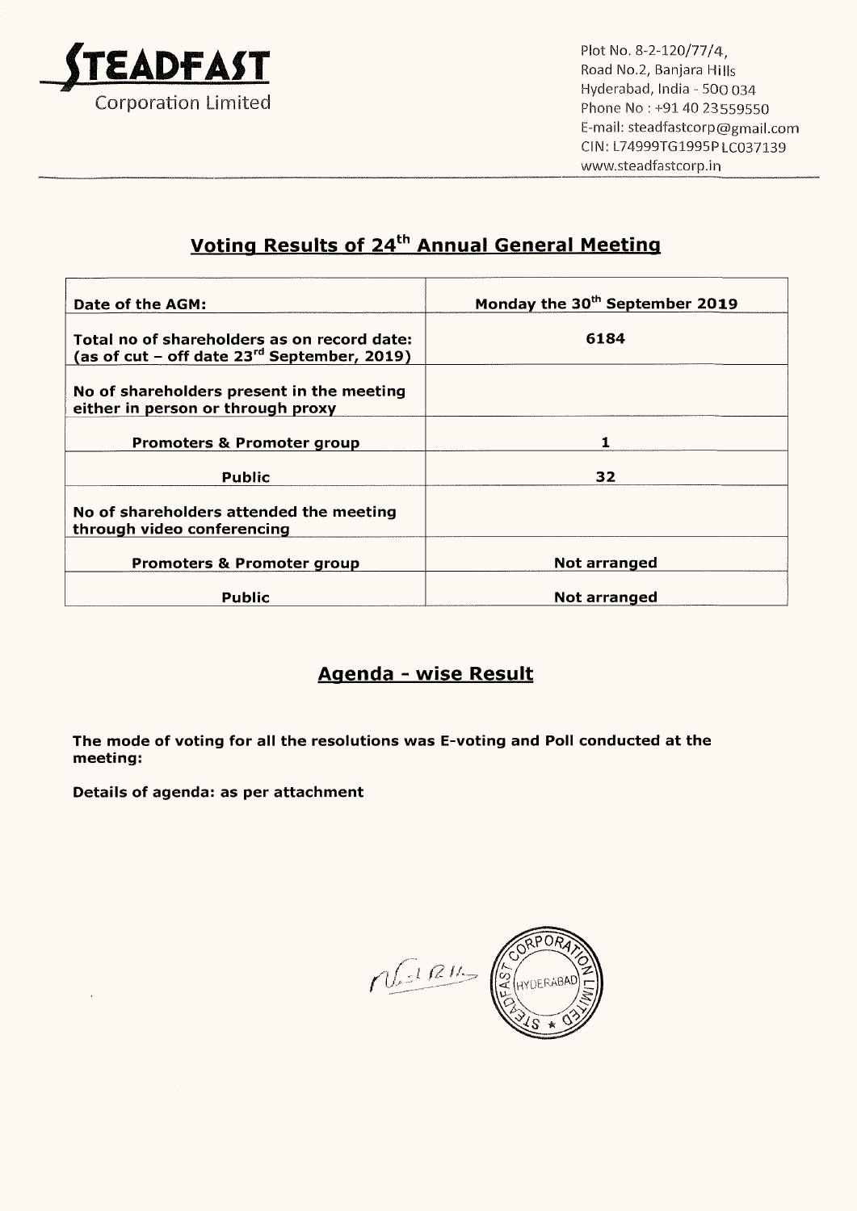**STEADFAST**
Corporation Limited

Plot No. 8-2-120/77/4,
Road No.2, Banjara Hills
Hyderabad, India - 500 034
Phone No : +91 40 23559550
E-mail: steadfastcorp@gmail.com
CIN: L74999TG1995PLC037139
www.steadfastcorp.in

## Voting Results of 24th Annual General Meeting

| Date of the AGM: | Monday the 30th September 2019 |
|---|---|
| Total no of shareholders as on record date: (as of cut – off date 23rd September, 2019) | 6184 |
| No of shareholders present in the meeting either in person or through proxy | |
| Promoters & Promoter group | 1 |
| Public | 32 |
| No of shareholders attended the meeting through video conferencing | |
| Promoters & Promoter group | Not arranged |
| Public | Not arranged |

## Agenda - wise Result

**The mode of voting for all the resolutions was E-voting and Poll conducted at the meeting:**

**Details of agenda: as per attachment**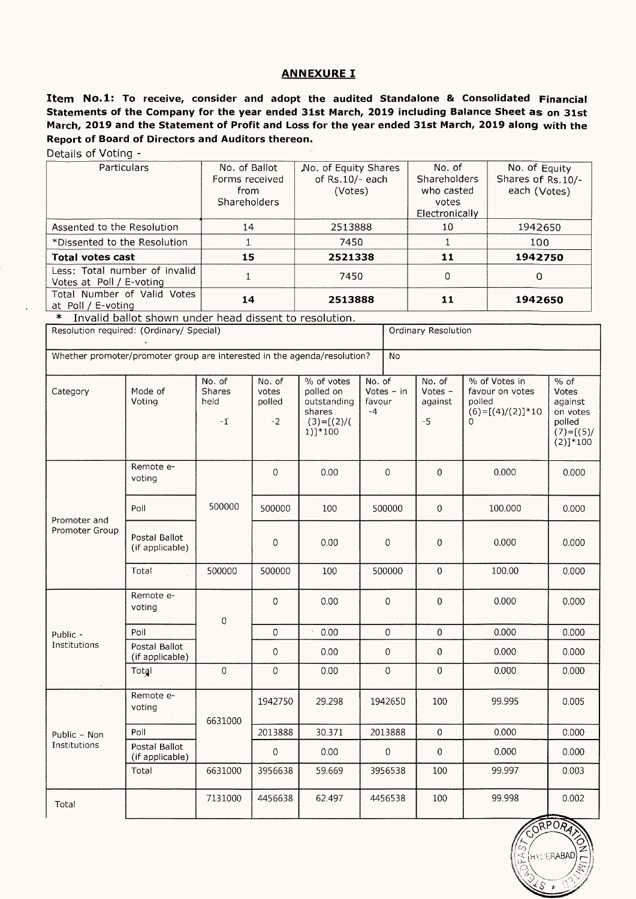## ANNEXURE I

**Item No.1: To receive, consider and adopt the audited Standalone & Consolidated Financial Statements of the Company for the year ended 31st March, 2019 including Balance Sheet as on 31st March, 2019 and the Statement of Profit and Loss for the year ended 31st March, 2019 along with the Report of Board of Directors and Auditors thereon.**

Details of Voting -

| Particulars | No. of Ballot Forms received from Shareholders | No. of Equity Shares of Rs.10/- each (Votes) | No. of Shareholders who casted votes Electronically | No. of Equity Shares of Rs.10/- each (Votes) |
|---|---|---|---|---|
| Assented to the Resolution | 14 | 2513888 | 10 | 1942650 |
| *Dissented to the Resolution | 1 | 7450 | 1 | 100 |
| **Total votes cast** | **15** | **2521338** | **11** | **1942750** |
| Less: Total number of invalid Votes at Poll / E-voting | 1 | 7450 | 0 | 0 |
| Total Number of Valid Votes at Poll / E-voting | **14** | **2513888** | **11** | **1942650** |

\* Invalid ballot shown under head dissent to resolution.

| Resolution required: (Ordinary/ Special) | | | | | | | Ordinary Resolution | |
|---|---|---|---|---|---|---|---|---|
| Whether promoter/promoter group are interested in the agenda/resolution? | | | | | No | | | |
| Category | Mode of Voting | No. of Shares held -1 | No. of votes polled -2 | % of votes polled on outstanding shares (3)=[(2)/(1)]*100 | No. of Votes – in favour -4 | No. of Votes – against -5 | % of Votes in favour on votes polled (6)=[(4)/(2)]*100 | % of Votes against on votes polled (7)=[(5)/(2)]*100 |
| Promoter and Promoter Group | Remote e-voting | 500000 | 0 | 0.00 | 0 | 0 | 0.000 | 0.000 |
| | Poll | | 500000 | 100 | 500000 | 0 | 100.000 | 0.000 |
| | Postal Ballot (if applicable) | | 0 | 0.00 | 0 | 0 | 0.000 | 0.000 |
| | Total | 500000 | 500000 | 100 | 500000 | 0 | 100.00 | 0.000 |
| Public - Institutions | Remote e-voting | 0 | 0 | 0.00 | 0 | 0 | 0.000 | 0.000 |
| | Poll | | 0 | 0.00 | 0 | 0 | 0.000 | 0.000 |
| | Postal Ballot (if applicable) | | 0 | 0.00 | 0 | 0 | 0.000 | 0.000 |
| | Total | 0 | 0 | 0.00 | 0 | 0 | 0.000 | 0.000 |
| Public – Non Institutions | Remote e-voting | 6631000 | 1942750 | 29.298 | 1942650 | 100 | 99.995 | 0.005 |
| | Poll | | 2013888 | 30.371 | 2013888 | 0 | 0.000 | 0.000 |
| | Postal Ballot (if applicable) | | 0 | 0.00 | 0 | 0 | 0.000 | 0.000 |
| | Total | 6631000 | 3956638 | 59.669 | 3956538 | 100 | 99.997 | 0.003 |
| Total | | 7131000 | 4456638 | 62.497 | 4456538 | 100 | 99.998 | 0.002 |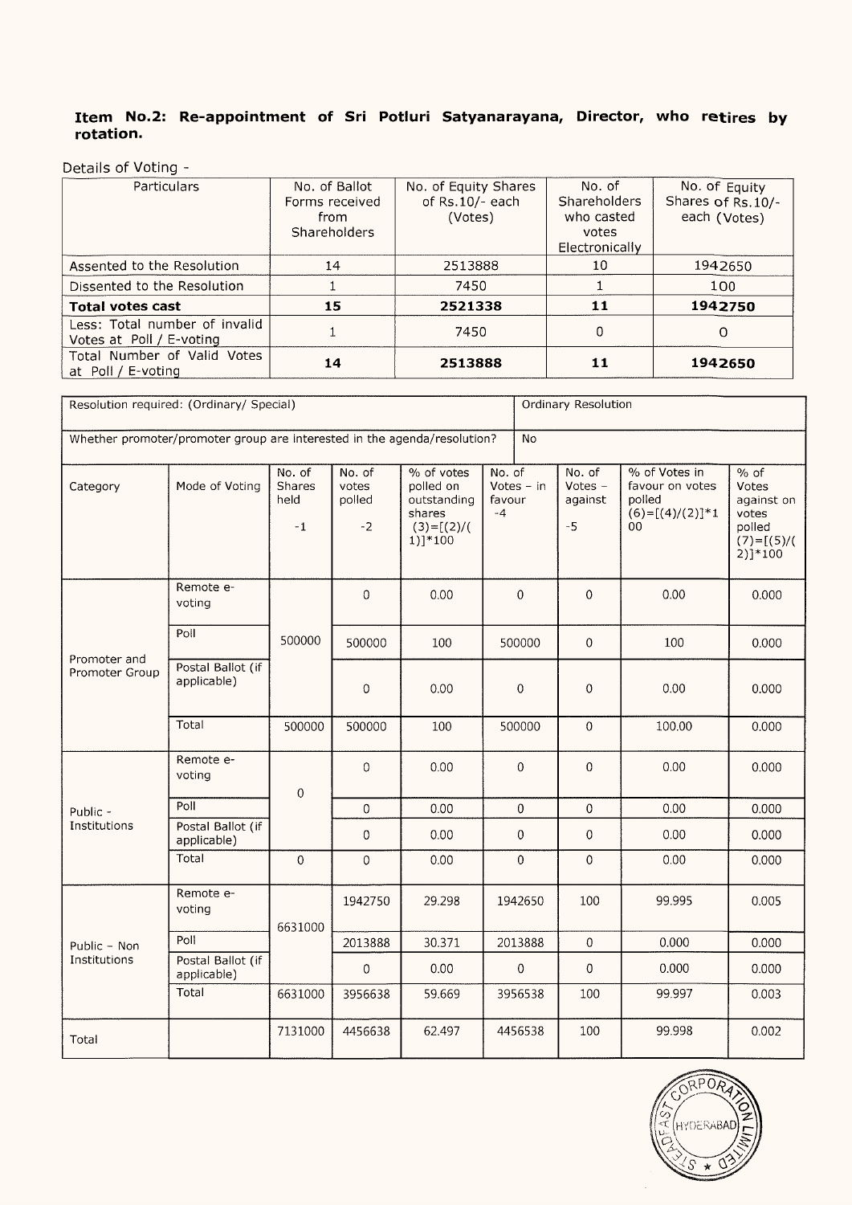**Item No.2: Re-appointment of Sri Potluri Satyanarayana, Director, who retires by rotation.**

Details of Voting -

| Particulars | No. of Ballot Forms received from Shareholders | No. of Equity Shares of Rs.10/- each (Votes) | No. of Shareholders who casted votes Electronically | No. of Equity Shares of Rs.10/- each (Votes) |
|---|---|---|---|---|
| Assented to the Resolution | 14 | 2513888 | 10 | 1942650 |
| Dissented to the Resolution | 1 | 7450 | 1 | 100 |
| **Total votes cast** | **15** | **2521338** | **11** | **1942750** |
| Less: Total number of invalid Votes at Poll / E-voting | 1 | 7450 | 0 | 0 |
| Total Number of Valid Votes at Poll / E-voting | **14** | **2513888** | **11** | **1942650** |

| Resolution required: (Ordinary/ Special) | | | | | | | Ordinary Resolution | |
|---|---|---|---|---|---|---|---|---|
| Whether promoter/promoter group are interested in the agenda/resolution? | | | | | | | No | |
| Category | Mode of Voting | No. of Shares held -1 | No. of votes polled -2 | % of votes polled on outstanding shares (3)=[(2)/(1)]*100 | No. of Votes – in favour -4 | No. of Votes – against -5 | % of Votes in favour on votes polled (6)=[(4)/(2)]*100 | % of Votes against on votes polled (7)=[(5)/(2)]*100 |
| Promoter and Promoter Group | Remote e-voting | 500000 | 0 | 0.00 | 0 | 0 | 0.00 | 0.000 |
| | Poll | | 500000 | 100 | 500000 | 0 | 100 | 0.000 |
| | Postal Ballot (if applicable) | | 0 | 0.00 | 0 | 0 | 0.00 | 0.000 |
| | Total | 500000 | 500000 | 100 | 500000 | 0 | 100.00 | 0.000 |
| Public - Institutions | Remote e-voting | 0 | 0 | 0.00 | 0 | 0 | 0.00 | 0.000 |
| | Poll | | 0 | 0.00 | 0 | 0 | 0.00 | 0.000 |
| | Postal Ballot (if applicable) | | 0 | 0.00 | 0 | 0 | 0.00 | 0.000 |
| | Total | 0 | 0 | 0.00 | 0 | 0 | 0.00 | 0.000 |
| Public – Non Institutions | Remote e-voting | 6631000 | 1942750 | 29.298 | 1942650 | 100 | 99.995 | 0.005 |
| | Poll | | 2013888 | 30.371 | 2013888 | 0 | 0.000 | 0.000 |
| | Postal Ballot (if applicable) | | 0 | 0.00 | 0 | 0 | 0.000 | 0.000 |
| | Total | 6631000 | 3956638 | 59.669 | 3956538 | 100 | 99.997 | 0.003 |
| Total | | 7131000 | 4456638 | 62.497 | 4456538 | 100 | 99.998 | 0.002 |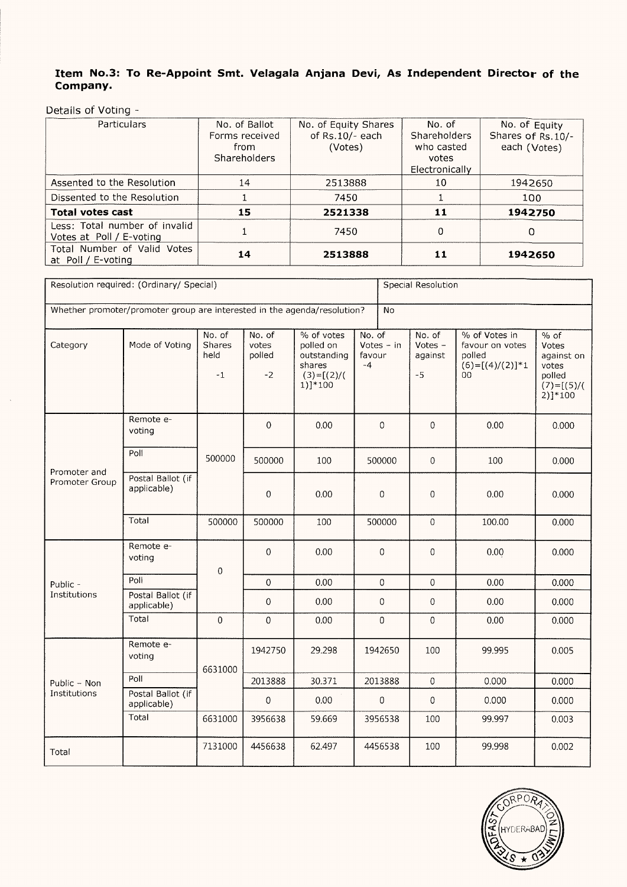**Item No.3: To Re-Appoint Smt. Velagala Anjana Devi, As Independent Director of the Company.**

Details of Voting -

| Particulars | No. of Ballot Forms received from Shareholders | No. of Equity Shares of Rs.10/- each (Votes) | No. of Shareholders who casted votes Electronically | No. of Equity Shares of Rs.10/- each (Votes) |
|---|---|---|---|---|
| Assented to the Resolution | 14 | 2513888 | 10 | 1942650 |
| Dissented to the Resolution | 1 | 7450 | 1 | 100 |
| **Total votes cast** | **15** | **2521338** | **11** | **1942750** |
| Less: Total number of invalid Votes at Poll / E-voting | 1 | 7450 | 0 | 0 |
| Total Number of Valid Votes at Poll / E-voting | **14** | **2513888** | **11** | **1942650** |

| Resolution required: (Ordinary/ Special) | | | | | Special Resolution | | | |
|---|---|---|---|---|---|---|---|---|
| Whether promoter/promoter group are interested in the agenda/resolution? | | | | | No | | | |
| Category | Mode of Voting | No. of Shares held -1 | No. of votes polled -2 | % of votes polled on outstanding shares (3)=[(2)/(1)]*100 | No. of Votes – in favour -4 | No. of Votes – against -5 | % of Votes in favour on votes polled (6)=[(4)/(2)]*100 | % of Votes against on votes polled (7)=[(5)/(2)]*100 |
| Promoter and Promoter Group | Remote e-voting | 500000 | 0 | 0.00 | 0 | 0 | 0.00 | 0.000 |
| | Poll | | 500000 | 100 | 500000 | 0 | 100 | 0.000 |
| | Postal Ballot (if applicable) | | 0 | 0.00 | 0 | 0 | 0.00 | 0.000 |
| | Total | 500000 | 500000 | 100 | 500000 | 0 | 100.00 | 0.000 |
| Public - Institutions | Remote e-voting | 0 | 0 | 0.00 | 0 | 0 | 0.00 | 0.000 |
| | Poll | | 0 | 0.00 | 0 | 0 | 0.00 | 0.000 |
| | Postal Ballot (if applicable) | | 0 | 0.00 | 0 | 0 | 0.00 | 0.000 |
| | Total | 0 | 0 | 0.00 | 0 | 0 | 0.00 | 0.000 |
| Public – Non Institutions | Remote e-voting | 6631000 | 1942750 | 29.298 | 1942650 | 100 | 99.995 | 0.005 |
| | Poll | | 2013888 | 30.371 | 2013888 | 0 | 0.000 | 0.000 |
| | Postal Ballot (if applicable) | | 0 | 0.00 | 0 | 0 | 0.000 | 0.000 |
| | Total | 6631000 | 3956638 | 59.669 | 3956538 | 100 | 99.997 | 0.003 |
| Total | | 7131000 | 4456638 | 62.497 | 4456538 | 100 | 99.998 | 0.002 |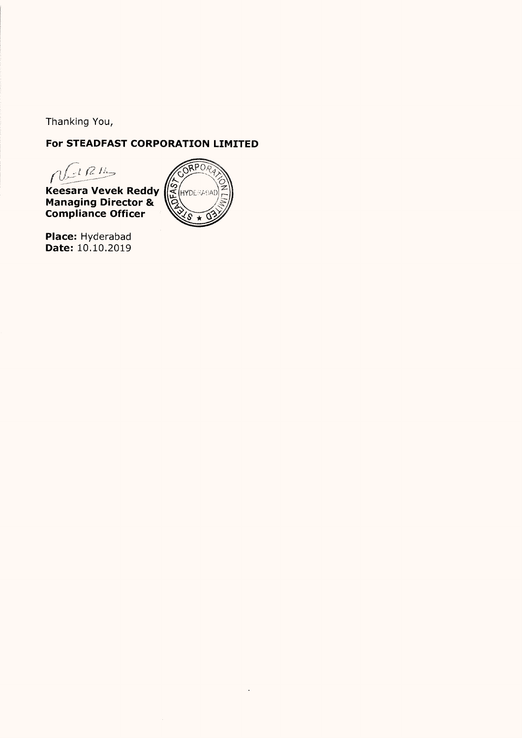Thanking You,

**For STEADFAST CORPORATION LIMITED**

**Keesara Vevek Reddy**
**Managing Director &**
**Compliance Officer**

**Place:** Hyderabad
**Date:** 10.10.2019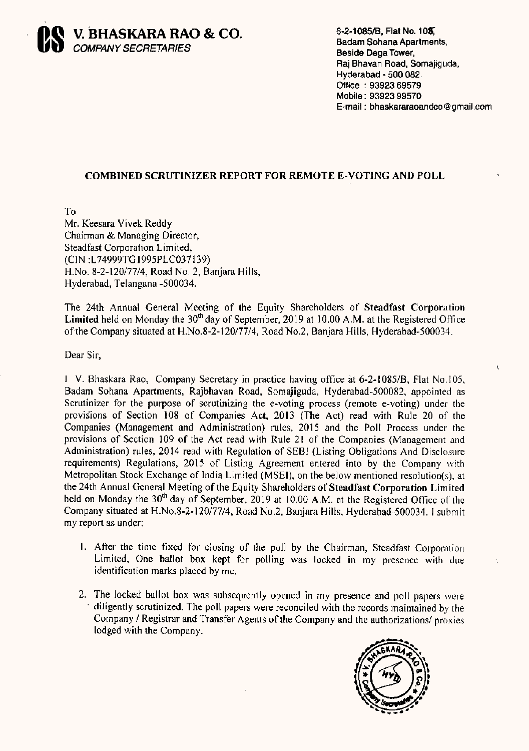**V. BHASKARA RAO & CO.**
*COMPANY SECRETARIES*

6-2-1085/B, Flat No. 105,
Badam Sohana Apartments,
Beside Dega Tower,
Raj Bhavan Road, Somajiguda,
Hyderabad - 500 082.
Office : 93923 69579
Mobile : 93923 99570
E-mail : bhaskararaoandco@gmail.com

## COMBINED SCRUTINIZER REPORT FOR REMOTE E-VOTING AND POLL

To
Mr. Keesara Vivek Reddy
Chairman & Managing Director,
Steadfast Corporation Limited,
(CIN :L74999TG1995PLC037139)
H.No. 8-2-120/77/4, Road No. 2, Banjara Hills,
Hyderabad, Telangana -500034.

The 24th Annual General Meeting of the Equity Shareholders of **Steadfast Corporation Limited** held on Monday the 30th day of September, 2019 at 10.00 A.M. at the Registered Office of the Company situated at H.No.8-2-120/77/4, Road No.2, Banjara Hills, Hyderabad-500034.

Dear Sir,

I V. Bhaskara Rao, Company Secretary in practice having office at 6-2-1085/B, Flat No.105, Badam Sohana Apartments, Rajbhavan Road, Somajiguda, Hyderabad-500082, appointed as Scrutinizer for the purpose of scrutinizing the e-voting process (remote e-voting) under the provisions of Section 108 of Companies Act, 2013 (The Act) read with Rule 20 of the Companies (Management and Administration) rules, 2015 and the Poll Process under the provisions of Section 109 of the Act read with Rule 21 of the Companies (Management and Administration) rules, 2014 read with Regulation of SEBI (Listing Obligations And Disclosure requirements) Regulations, 2015 of Listing Agreement entered into by the Company with Metropolitan Stock Exchange of India Limited (MSEI), on the below mentioned resolution(s), at the 24th Annual General Meeting of the Equity Shareholders of **Steadfast Corporation Limited** held on Monday the 30th day of September, 2019 at 10.00 A.M. at the Registered Office of the Company situated at H.No.8-2-120/77/4, Road No.2, Banjara Hills, Hyderabad-500034. I submit my report as under:

1. After the time fixed for closing of the poll by the Chairman, Steadfast Corporation Limited, One ballot box kept for polling was locked in my presence with due identification marks placed by me.
2. The locked ballot box was subsequently opened in my presence and poll papers were diligently scrutinized. The poll papers were reconciled with the records maintained by the Company / Registrar and Transfer Agents of the Company and the authorizations/ proxies lodged with the Company.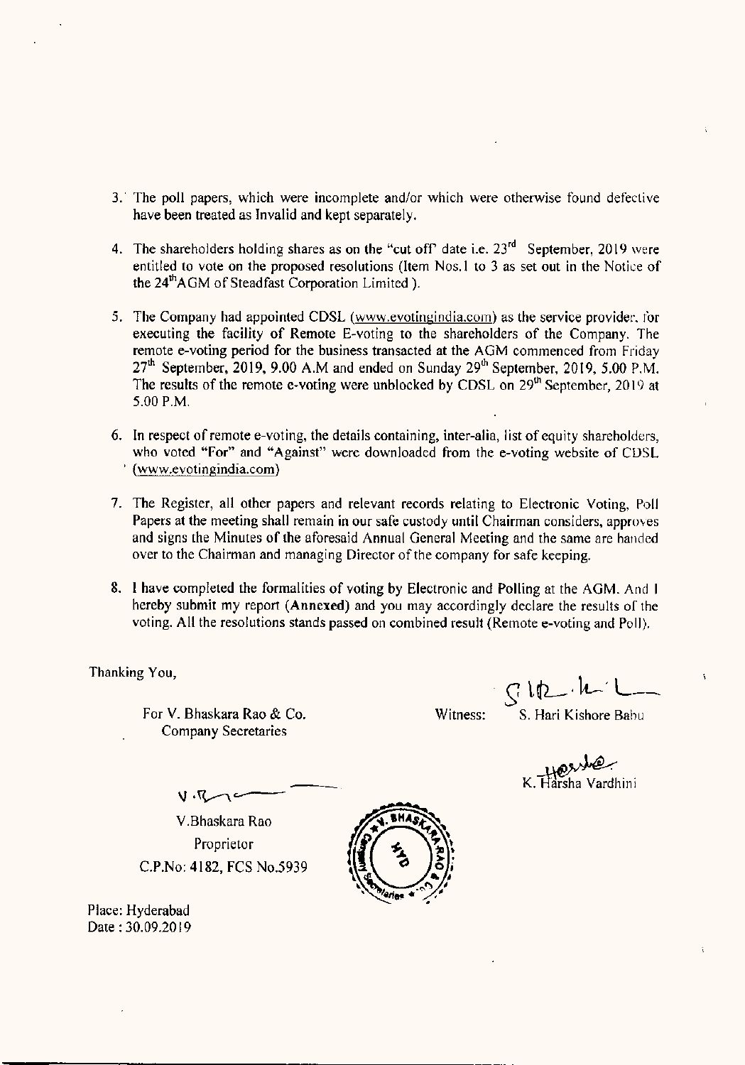3. The poll papers, which were incomplete and/or which were otherwise found defective have been treated as Invalid and kept separately.

4. The shareholders holding shares as on the "cut off" date i.e. 23rd September, 2019 were entitled to vote on the proposed resolutions (Item Nos.1 to 3 as set out in the Notice of the 24th AGM of Steadfast Corporation Limited ).

5. The Company had appointed CDSL (www.evotingindia.com) as the service provider for executing the facility of Remote E-voting to the shareholders of the Company. The remote e-voting period for the business transacted at the AGM commenced from Friday 27th September, 2019, 9.00 A.M and ended on Sunday 29th September, 2019, 5.00 P.M. The results of the remote e-voting were unblocked by CDSL on 29th September, 2019 at 5.00 P.M.

6. In respect of remote e-voting, the details containing, inter-alia, list of equity shareholders, who voted "For" and "Against" were downloaded from the e-voting website of CDSL (www.evotingindia.com)

7. The Register, all other papers and relevant records relating to Electronic Voting, Poll Papers at the meeting shall remain in our safe custody until Chairman considers, approves and signs the Minutes of the aforesaid Annual General Meeting and the same are handed over to the Chairman and managing Director of the company for safe keeping.

8. I have completed the formalities of voting by Electronic and Polling at the AGM. And I hereby submit my report (**Annexed**) and you may accordingly declare the results of the voting. All the resolutions stands passed on combined result (Remote e-voting and Poll).

Thanking You,

For V. Bhaskara Rao & Co.
Company Secretaries

Witness: S. Hari Kishore Babu

K. Harsha Vardhini

V.Bhaskara Rao
Proprietor
C.P.No: 4182, FCS No.5939

Place: Hyderabad
Date : 30.09.2019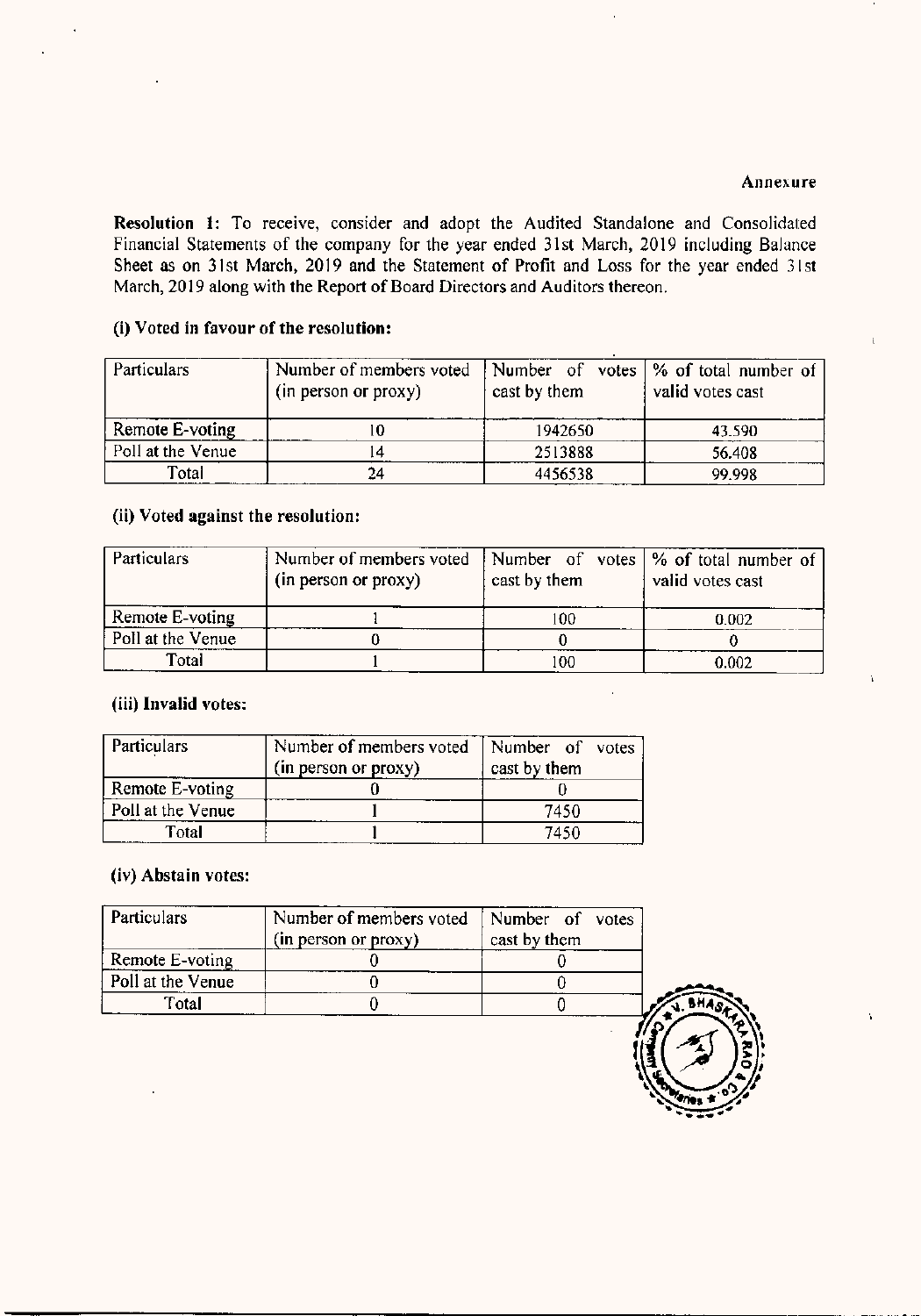Annexure

**Resolution 1:** To receive, consider and adopt the Audited Standalone and Consolidated Financial Statements of the company for the year ended 31st March, 2019 including Balance Sheet as on 31st March, 2019 and the Statement of Profit and Loss for the year ended 31st March, 2019 along with the Report of Board Directors and Auditors thereon.

**(i) Voted in favour of the resolution:**

| Particulars | Number of members voted (in person or proxy) | Number of votes cast by them | % of total number of valid votes cast |
|---|---|---|---|
| Remote E-voting | 10 | 1942650 | 43.590 |
| Poll at the Venue | 14 | 2513888 | 56.408 |
| Total | 24 | 4456538 | 99.998 |

**(ii) Voted against the resolution:**

| Particulars | Number of members voted (in person or proxy) | Number of votes cast by them | % of total number of valid votes cast |
|---|---|---|---|
| Remote E-voting | 1 | 100 | 0.002 |
| Poll at the Venue | 0 | 0 | 0 |
| Total | 1 | 100 | 0.002 |

**(iii) Invalid votes:**

| Particulars | Number of members voted (in person or proxy) | Number of votes cast by them |
|---|---|---|
| Remote E-voting | 0 | 0 |
| Poll at the Venue | 1 | 7450 |
| Total | 1 | 7450 |

**(iv) Abstain votes:**

| Particulars | Number of members voted (in person or proxy) | Number of votes cast by them |
|---|---|---|
| Remote E-voting | 0 | 0 |
| Poll at the Venue | 0 | 0 |
| Total | 0 | 0 |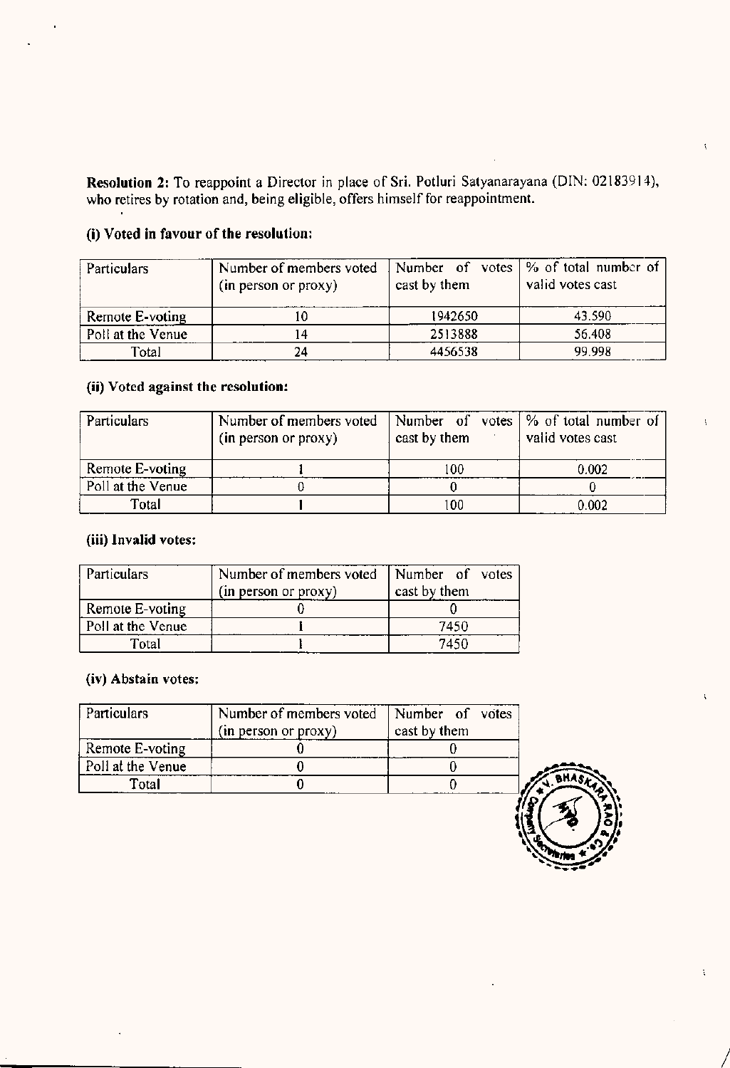**Resolution 2:** To reappoint a Director in place of Sri. Potluri Satyanarayana (DIN: 02183914), who retires by rotation and, being eligible, offers himself for reappointment.

**(i) Voted in favour of the resolution:**

| Particulars | Number of members voted (in person or proxy) | Number of votes cast by them | % of total number of valid votes cast |
|---|---|---|---|
| Remote E-voting | 10 | 1942650 | 43.590 |
| Poll at the Venue | 14 | 2513888 | 56.408 |
| Total | 24 | 4456538 | 99.998 |

**(ii) Voted against the resolution:**

| Particulars | Number of members voted (in person or proxy) | Number of votes cast by them | % of total number of valid votes cast |
|---|---|---|---|
| Remote E-voting | 1 | 100 | 0.002 |
| Poll at the Venue | 0 | 0 | 0 |
| Total | 1 | 100 | 0.002 |

**(iii) Invalid votes:**

| Particulars | Number of members voted (in person or proxy) | Number of votes cast by them |
|---|---|---|
| Remote E-voting | 0 | 0 |
| Poll at the Venue | 1 | 7450 |
| Total | 1 | 7450 |

**(iv) Abstain votes:**

| Particulars | Number of members voted (in person or proxy) | Number of votes cast by them |
|---|---|---|
| Remote E-voting | 0 | 0 |
| Poll at the Venue | 0 | 0 |
| Total | 0 | 0 |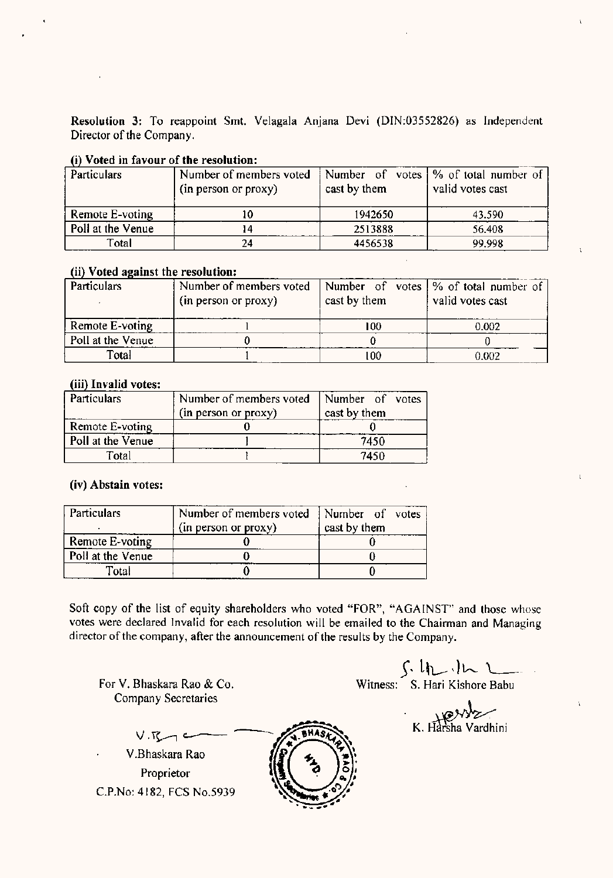**Resolution 3:** To reappoint Smt. Velagala Anjana Devi (DIN:03552826) as Independent Director of the Company.

**(i) Voted in favour of the resolution:**

| Particulars | Number of members voted (in person or proxy) | Number of votes cast by them | % of total number of valid votes cast |
|---|---|---|---|
| Remote E-voting | 10 | 1942650 | 43.590 |
| Poll at the Venue | 14 | 2513888 | 56.408 |
| Total | 24 | 4456538 | 99.998 |

**(ii) Voted against the resolution:**

| Particulars | Number of members voted (in person or proxy) | Number of votes cast by them | % of total number of valid votes cast |
|---|---|---|---|
| Remote E-voting | 1 | 100 | 0.002 |
| Poll at the Venue | 0 | 0 | 0 |
| Total | 1 | 100 | 0.002 |

**(iii) Invalid votes:**

| Particulars | Number of members voted (in person or proxy) | Number of votes cast by them |
|---|---|---|
| Remote E-voting | 0 | 0 |
| Poll at the Venue | 1 | 7450 |
| Total | 1 | 7450 |

**(iv) Abstain votes:**

| Particulars | Number of members voted (in person or proxy) | Number of votes cast by them |
|---|---|---|
| Remote E-voting | 0 | 0 |
| Poll at the Venue | 0 | 0 |
| Total | 0 | 0 |

Soft copy of the list of equity shareholders who voted "FOR", "AGAINST" and those whose votes were declared Invalid for each resolution will be emailed to the Chairman and Managing director of the company, after the announcement of the results by the Company.

For V. Bhaskara Rao & Co.
Company Secretaries

V.Bhaskara Rao
Proprietor
C.P.No: 4182, FCS No.5939

Witness: S. Hari Kishore Babu

K. Harsha Vardhini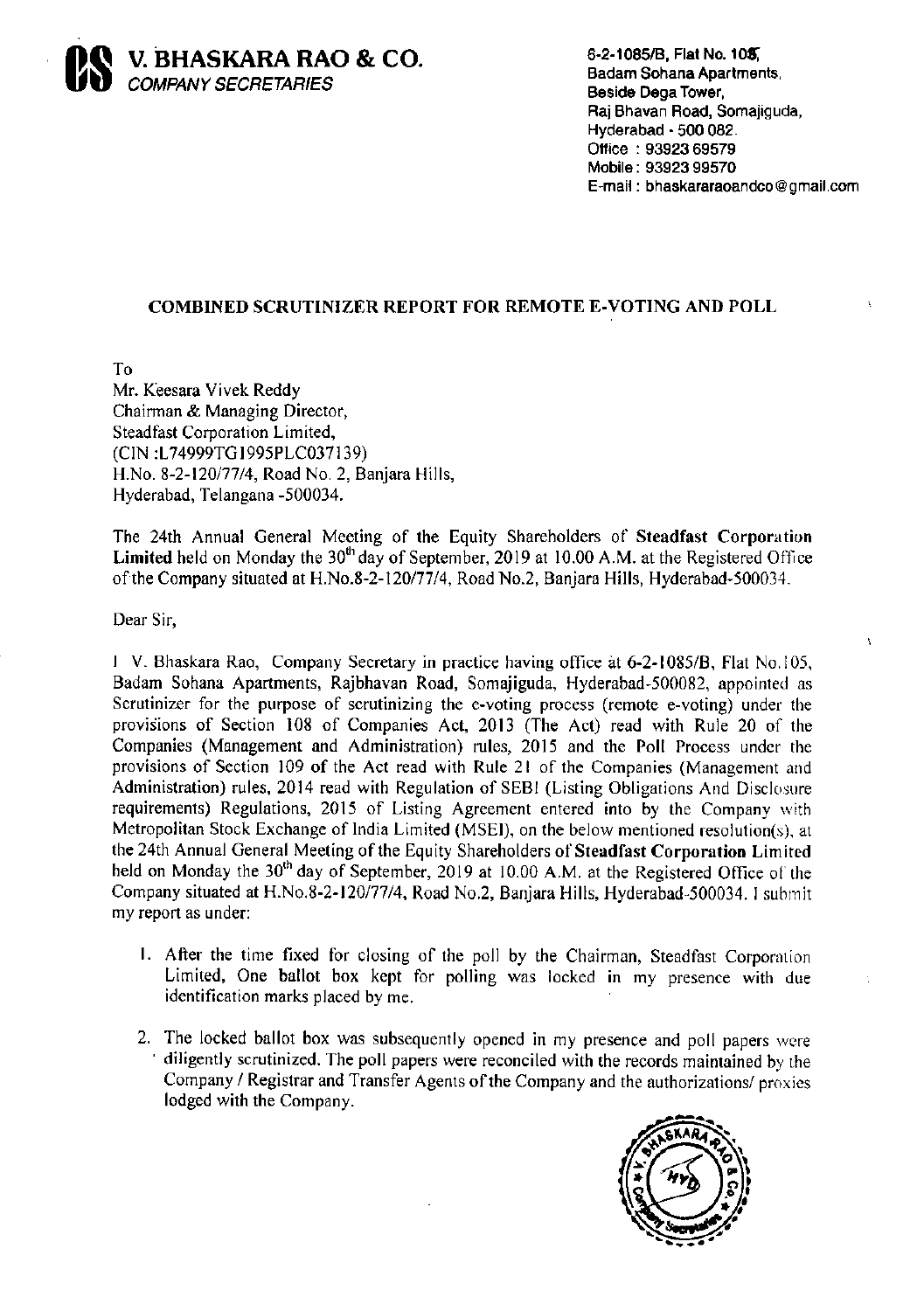**V. BHASKARA RAO & CO.**
*COMPANY SECRETARIES*

6-2-1085/B, Flat No. 105,
Badam Sohana Apartments,
Beside Dega Tower,
Raj Bhavan Road, Somajiguda,
Hyderabad - 500 082.
Office : 93923 69579
Mobile : 93923 99570
E-mail : bhaskararaoandco@gmail.com

## COMBINED SCRUTINIZER REPORT FOR REMOTE E-VOTING AND POLL

To
Mr. Keesara Vivek Reddy
Chairman & Managing Director,
Steadfast Corporation Limited,
(CIN :L74999TG1995PLC037139)
H.No. 8-2-120/77/4, Road No. 2, Banjara Hills,
Hyderabad, Telangana -500034.

The 24th Annual General Meeting of the Equity Shareholders of **Steadfast Corporation Limited** held on Monday the 30th day of September, 2019 at 10.00 A.M. at the Registered Office of the Company situated at H.No.8-2-120/77/4, Road No.2, Banjara Hills, Hyderabad-500034.

Dear Sir,

I V. Bhaskara Rao, Company Secretary in practice having office at 6-2-1085/B, Flat No.105, Badam Sohana Apartments, Rajbhavan Road, Somajiguda, Hyderabad-500082, appointed as Scrutinizer for the purpose of scrutinizing the e-voting process (remote e-voting) under the provisions of Section 108 of Companies Act, 2013 (The Act) read with Rule 20 of the Companies (Management and Administration) rules, 2015 and the Poll Process under the provisions of Section 109 of the Act read with Rule 21 of the Companies (Management and Administration) rules, 2014 read with Regulation of SEBI (Listing Obligations And Disclosure requirements) Regulations, 2015 of Listing Agreement entered into by the Company with Metropolitan Stock Exchange of India Limited (MSEI), on the below mentioned resolution(s), at the 24th Annual General Meeting of the Equity Shareholders of **Steadfast Corporation Limited** held on Monday the 30th day of September, 2019 at 10.00 A.M. at the Registered Office of the Company situated at H.No.8-2-120/77/4, Road No.2, Banjara Hills, Hyderabad-500034. I submit my report as under:

1. After the time fixed for closing of the poll by the Chairman, Steadfast Corporation Limited, One ballot box kept for polling was locked in my presence with due identification marks placed by me.
2. The locked ballot box was subsequently opened in my presence and poll papers were diligently scrutinized. The poll papers were reconciled with the records maintained by the Company / Registrar and Transfer Agents of the Company and the authorizations/ proxies lodged with the Company.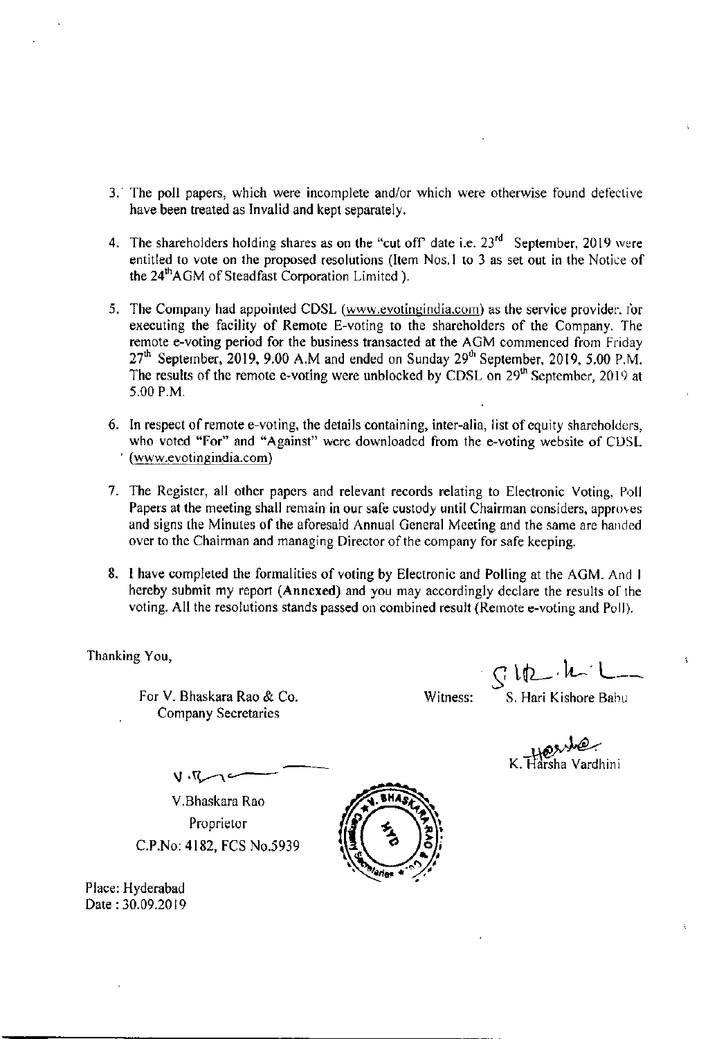3. The poll papers, which were incomplete and/or which were otherwise found defective have been treated as Invalid and kept separately.

4. The shareholders holding shares as on the "cut off" date i.e. 23rd September, 2019 were entitled to vote on the proposed resolutions (Item Nos.1 to 3 as set out in the Notice of the 24th AGM of Steadfast Corporation Limited ).

5. The Company had appointed CDSL (www.evotingindia.com) as the service provider for executing the facility of Remote E-voting to the shareholders of the Company. The remote e-voting period for the business transacted at the AGM commenced from Friday 27th September, 2019, 9.00 A.M and ended on Sunday 29th September, 2019, 5.00 P.M. The results of the remote e-voting were unblocked by CDSL on 29th September, 2019 at 5.00 P.M.

6. In respect of remote e-voting, the details containing, inter-alia, list of equity shareholders, who voted "For" and "Against" were downloaded from the e-voting website of CDSL (www.evotingindia.com)

7. The Register, all other papers and relevant records relating to Electronic Voting, Poll Papers at the meeting shall remain in our safe custody until Chairman considers, approves and signs the Minutes of the aforesaid Annual General Meeting and the same are handed over to the Chairman and managing Director of the company for safe keeping.

8. I have completed the formalities of voting by Electronic and Polling at the AGM. And I hereby submit my report (**Annexed**) and you may accordingly declare the results of the voting. All the resolutions stands passed on combined result (Remote e-voting and Poll).

Thanking You,

For V. Bhaskara Rao & Co.
Company Secretaries

V.Bhaskara Rao
Proprietor
C.P.No: 4182, FCS No.5939

Witness: S. Hari Kishore Babu

K. Harsha Vardhini

Place: Hyderabad
Date : 30.09.2019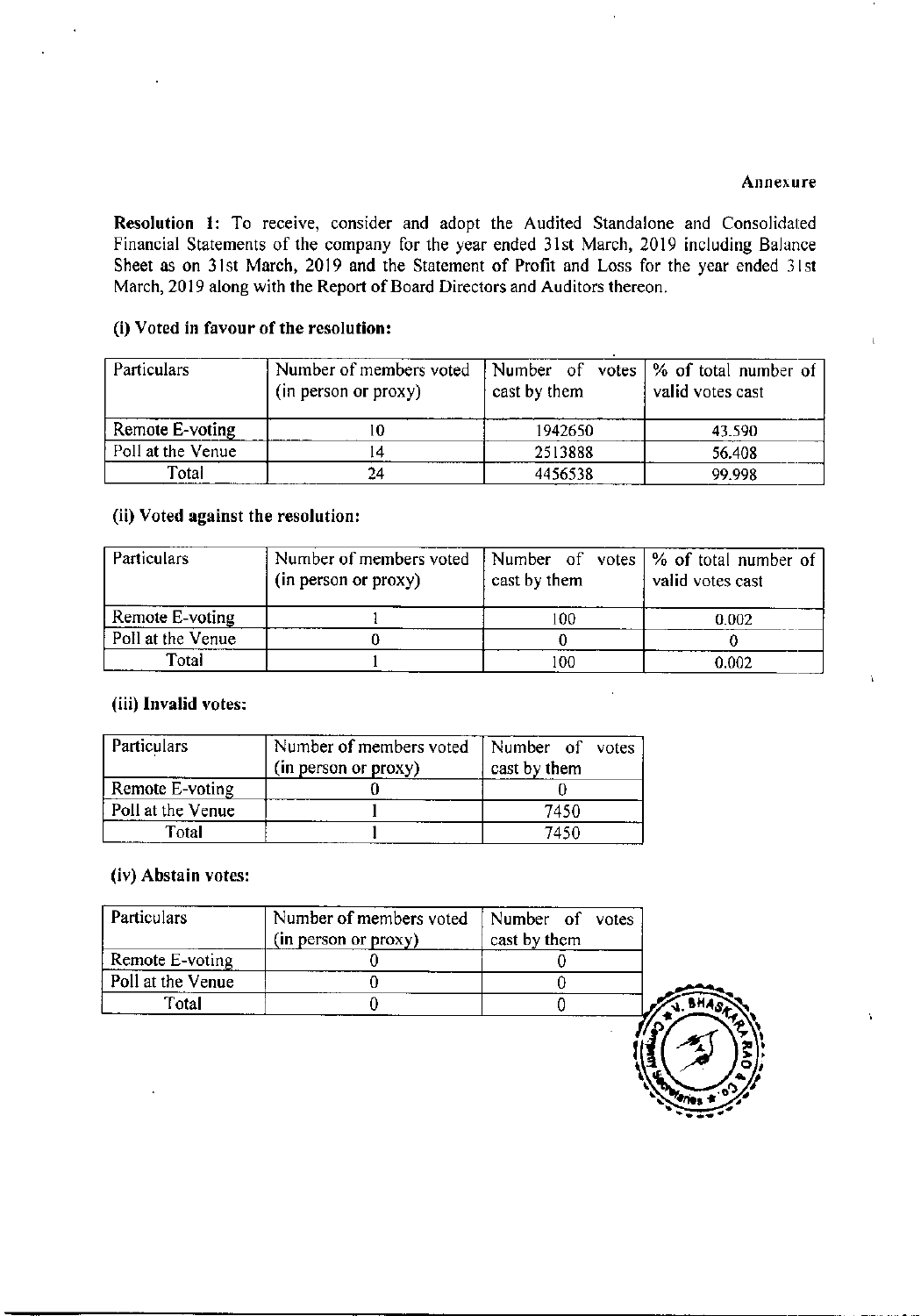Annexure

**Resolution 1:** To receive, consider and adopt the Audited Standalone and Consolidated Financial Statements of the company for the year ended 31st March, 2019 including Balance Sheet as on 31st March, 2019 and the Statement of Profit and Loss for the year ended 31st March, 2019 along with the Report of Board Directors and Auditors thereon.

**(i) Voted in favour of the resolution:**

| Particulars | Number of members voted (in person or proxy) | Number of votes cast by them | % of total number of valid votes cast |
|---|---|---|---|
| Remote E-voting | 10 | 1942650 | 43.590 |
| Poll at the Venue | 14 | 2513888 | 56.408 |
| Total | 24 | 4456538 | 99.998 |

**(ii) Voted against the resolution:**

| Particulars | Number of members voted (in person or proxy) | Number of votes cast by them | % of total number of valid votes cast |
|---|---|---|---|
| Remote E-voting | 1 | 100 | 0.002 |
| Poll at the Venue | 0 | 0 | 0 |
| Total | 1 | 100 | 0.002 |

**(iii) Invalid votes:**

| Particulars | Number of members voted (in person or proxy) | Number of votes cast by them |
|---|---|---|
| Remote E-voting | 0 | 0 |
| Poll at the Venue | 1 | 7450 |
| Total | 1 | 7450 |

**(iv) Abstain votes:**

| Particulars | Number of members voted (in person or proxy) | Number of votes cast by them |
|---|---|---|
| Remote E-voting | 0 | 0 |
| Poll at the Venue | 0 | 0 |
| Total | 0 | 0 |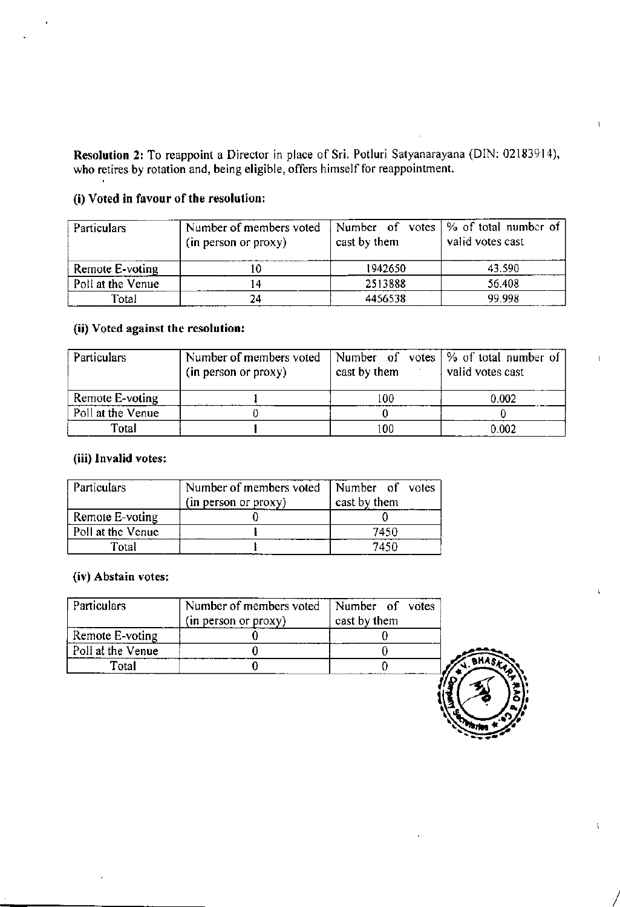**Resolution 2:** To reappoint a Director in place of Sri. Potluri Satyanarayana (DIN: 02183914), who retires by rotation and, being eligible, offers himself for reappointment.

### (i) Voted in favour of the resolution:

| Particulars | Number of members voted (in person or proxy) | Number of votes cast by them | % of total number of valid votes cast |
|---|---|---|---|
| Remote E-voting | 10 | 1942650 | 43.590 |
| Poll at the Venue | 14 | 2513888 | 56.408 |
| Total | 24 | 4456538 | 99.998 |

### (ii) Voted against the resolution:

| Particulars | Number of members voted (in person or proxy) | Number of votes cast by them | % of total number of valid votes cast |
|---|---|---|---|
| Remote E-voting | 1 | 100 | 0.002 |
| Poll at the Venue | 0 | 0 | 0 |
| Total | 1 | 100 | 0.002 |

### (iii) Invalid votes:

| Particulars | Number of members voted (in person or proxy) | Number of votes cast by them |
|---|---|---|
| Remote E-voting | 0 | 0 |
| Poll at the Venue | 1 | 7450 |
| Total | 1 | 7450 |

### (iv) Abstain votes:

| Particulars | Number of members voted (in person or proxy) | Number of votes cast by them |
|---|---|---|
| Remote E-voting | 0 | 0 |
| Poll at the Venue | 0 | 0 |
| Total | 0 | 0 |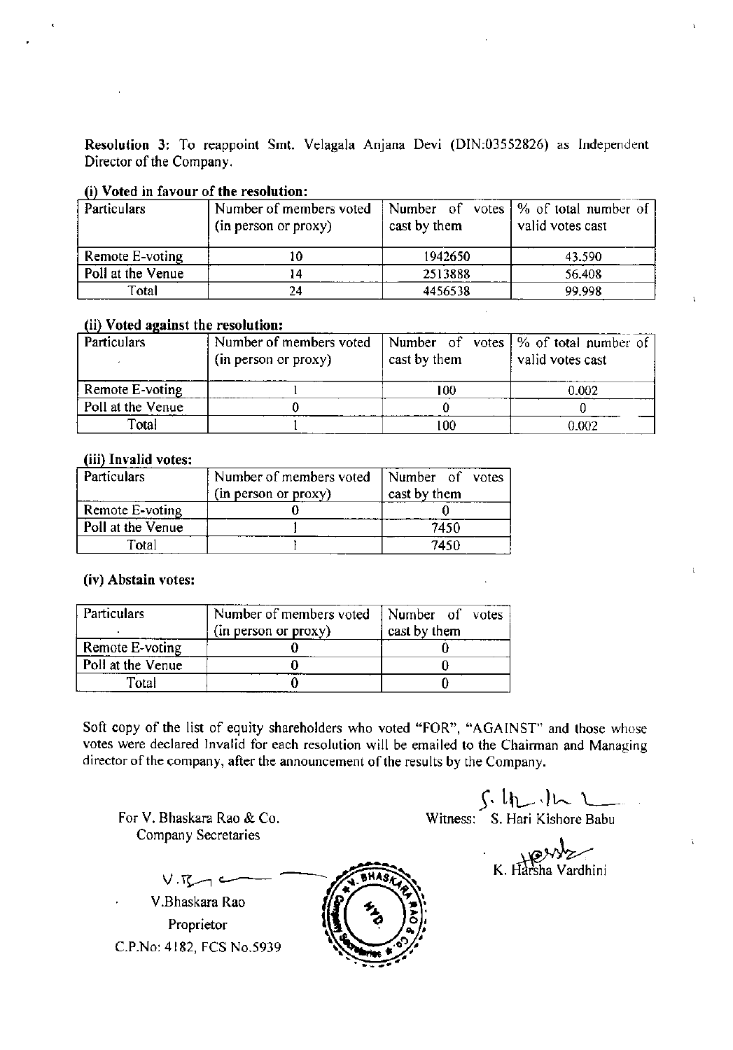**Resolution 3:** To reappoint Smt. Velagala Anjana Devi (DIN:03552826) as Independent Director of the Company.

**(i) Voted in favour of the resolution:**

| Particulars | Number of members voted (in person or proxy) | Number of votes cast by them | % of total number of valid votes cast |
|---|---|---|---|
| Remote E-voting | 10 | 1942650 | 43.590 |
| Poll at the Venue | 14 | 2513888 | 56.408 |
| Total | 24 | 4456538 | 99.998 |

**(ii) Voted against the resolution:**

| Particulars | Number of members voted (in person or proxy) | Number of votes cast by them | % of total number of valid votes cast |
|---|---|---|---|
| Remote E-voting | 1 | 100 | 0.002 |
| Poll at the Venue | 0 | 0 | 0 |
| Total | 1 | 100 | 0.002 |

**(iii) Invalid votes:**

| Particulars | Number of members voted (in person or proxy) | Number of votes cast by them |
|---|---|---|
| Remote E-voting | 0 | 0 |
| Poll at the Venue | 1 | 7450 |
| Total | 1 | 7450 |

**(iv) Abstain votes:**

| Particulars | Number of members voted (in person or proxy) | Number of votes cast by them |
|---|---|---|
| Remote E-voting | 0 | 0 |
| Poll at the Venue | 0 | 0 |
| Total | 0 | 0 |

Soft copy of the list of equity shareholders who voted "FOR", "AGAINST" and those whose votes were declared Invalid for each resolution will be emailed to the Chairman and Managing director of the company, after the announcement of the results by the Company.

For V. Bhaskara Rao & Co.
Company Secretaries

V.Bhaskara Rao
Proprietor
C.P.No: 4182, FCS No.5939

Witness: S. Hari Kishore Babu

K. Harsha Vardhini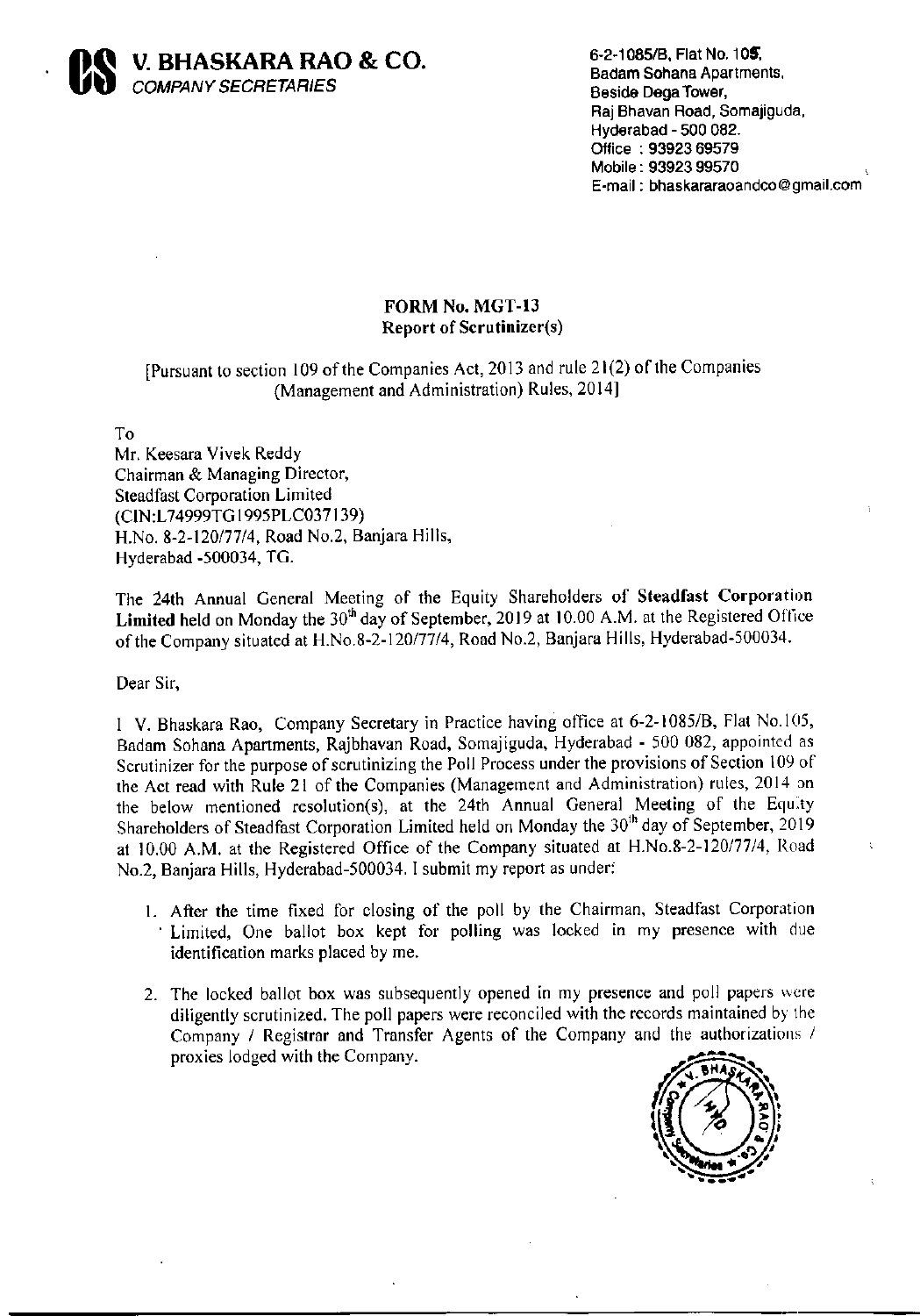**V. BHASKARA RAO & CO.**
*COMPANY SECRETARIES*

6-2-1085/B, Flat No. 105,
Badam Sohana Apartments,
Beside Dega Tower,
Raj Bhavan Road, Somajiguda,
Hyderabad - 500 082.
Office : 93923 69579
Mobile : 93923 99570
E-mail : bhaskararaoandco@gmail.com

## FORM No. MGT-13
### Report of Scrutinizer(s)

[Pursuant to section 109 of the Companies Act, 2013 and rule 21(2) of the Companies (Management and Administration) Rules, 2014]

To
Mr. Keesara Vivek Reddy
Chairman & Managing Director,
Steadfast Corporation Limited
(CIN:L74999TG1995PLC037139)
H.No. 8-2-120/77/4, Road No.2, Banjara Hills,
Hyderabad -500034, TG.

The 24th Annual General Meeting of the Equity Shareholders of **Steadfast Corporation Limited** held on Monday the 30th day of September, 2019 at 10.00 A.M. at the Registered Office of the Company situated at H.No.8-2-120/77/4, Road No.2, Banjara Hills, Hyderabad-500034.

Dear Sir,

I V. Bhaskara Rao, Company Secretary in Practice having office at 6-2-1085/B, Flat No.105, Badam Sohana Apartments, Rajbhavan Road, Somajiguda, Hyderabad - 500 082, appointed as Scrutinizer for the purpose of scrutinizing the Poll Process under the provisions of Section 109 of the Act read with Rule 21 of the Companies (Management and Administration) rules, 2014 on the below mentioned resolution(s), at the 24th Annual General Meeting of the Equity Shareholders of Steadfast Corporation Limited held on Monday the 30th day of September, 2019 at 10.00 A.M. at the Registered Office of the Company situated at H.No.8-2-120/77/4, Road No.2, Banjara Hills, Hyderabad-500034. I submit my report as under:

1. After the time fixed for closing of the poll by the Chairman, Steadfast Corporation Limited, One ballot box kept for polling was locked in my presence with due identification marks placed by me.

2. The locked ballot box was subsequently opened in my presence and poll papers were diligently scrutinized. The poll papers were reconciled with the records maintained by the Company / Registrar and Transfer Agents of the Company and the authorizations / proxies lodged with the Company.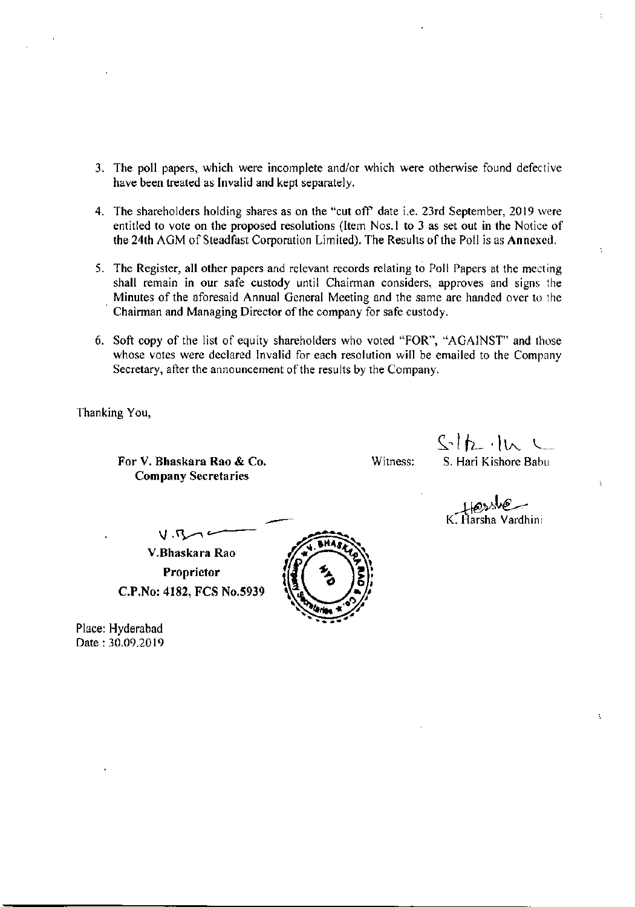3. The poll papers, which were incomplete and/or which were otherwise found defective have been treated as Invalid and kept separately.

4. The shareholders holding shares as on the "cut off" date i.e. 23rd September, 2019 were entitled to vote on the proposed resolutions (Item Nos.1 to 3 as set out in the Notice of the 24th AGM of Steadfast Corporation Limited). The Results of the Poll is as **Annexed.**

5. The Register, all other papers and relevant records relating to Poll Papers at the meeting shall remain in our safe custody until Chairman considers, approves and signs the Minutes of the aforesaid Annual General Meeting and the same are handed over to the Chairman and Managing Director of the company for safe custody.

6. Soft copy of the list of equity shareholders who voted "FOR", "AGAINST" and those whose votes were declared Invalid for each resolution will be emailed to the Company Secretary, after the announcement of the results by the Company.

Thanking You,

**For V. Bhaskara Rao & Co.**
**Company Secretaries**

Witness: S. Hari Kishore Babu

K. Harsha Vardhini

**V.Bhaskara Rao**
**Proprietor**
**C.P.No: 4182, FCS No.5939**

Place: Hyderabad
Date : 30.09.2019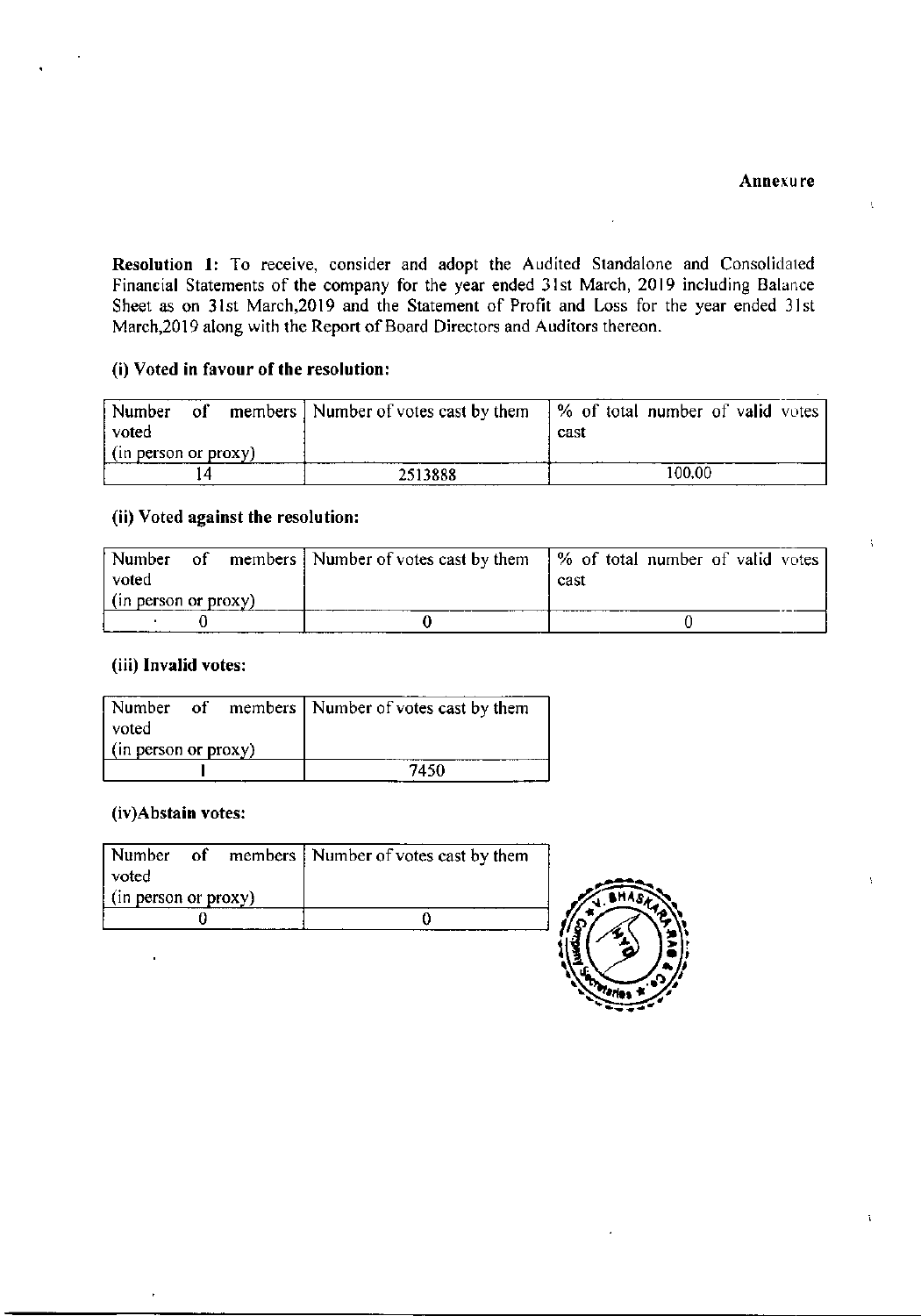**Annexure**

**Resolution 1:** To receive, consider and adopt the Audited Standalone and Consolidated Financial Statements of the company for the year ended 31st March, 2019 including Balance Sheet as on 31st March,2019 and the Statement of Profit and Loss for the year ended 31st March,2019 along with the Report of Board Directors and Auditors thereon.

**(i) Voted in favour of the resolution:**

| Number of members voted (in person or proxy) | Number of votes cast by them | % of total number of valid votes cast |
|---|---|---|
| 14 | 2513888 | 100.00 |

**(ii) Voted against the resolution:**

| Number of members voted (in person or proxy) | Number of votes cast by them | % of total number of valid votes cast |
|---|---|---|
| 0 | 0 | 0 |

**(iii) Invalid votes:**

| Number of members voted (in person or proxy) | Number of votes cast by them |
|---|---|
| 1 | 7450 |

**(iv)Abstain votes:**

| Number of members voted (in person or proxy) | Number of votes cast by them |
|---|---|
| 0 | 0 |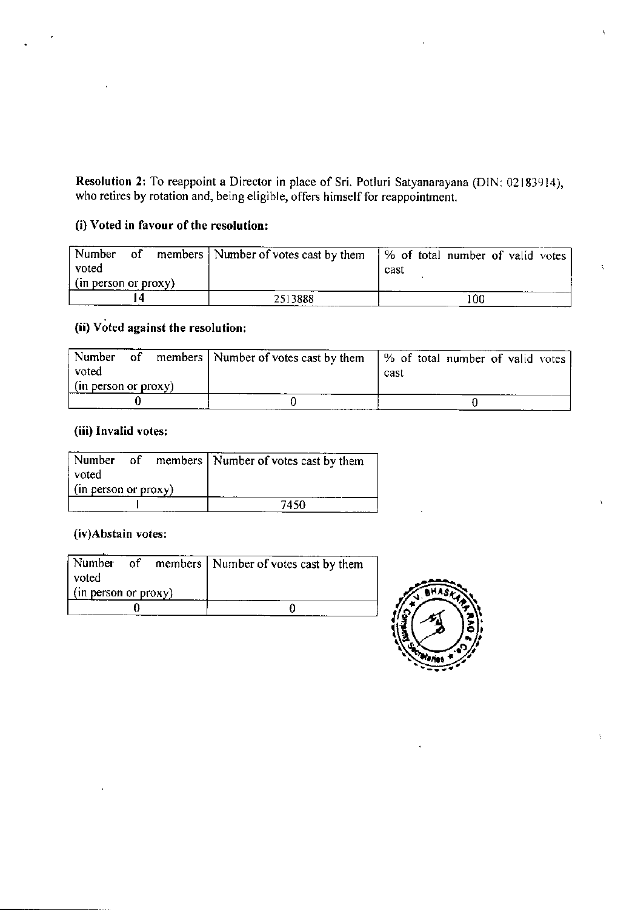**Resolution 2:** To reappoint a Director in place of Sri. Potluri Satyanarayana (DIN: 02183914), who retires by rotation and, being eligible, offers himself for reappointment.

**(i) Voted in favour of the resolution:**

| Number of members voted (in person or proxy) | Number of votes cast by them | % of total number of valid votes cast |
|---|---|---|
| 14 | 2513888 | 100 |

**(ii) Voted against the resolution:**

| Number of members voted (in person or proxy) | Number of votes cast by them | % of total number of valid votes cast |
|---|---|---|
| 0 | 0 | 0 |

**(iii) Invalid votes:**

| Number of members voted (in person or proxy) | Number of votes cast by them |
|---|---|
| 1 | 7450 |

**(iv)Abstain votes:**

| Number of members voted (in person or proxy) | Number of votes cast by them |
|---|---|
| 0 | 0 |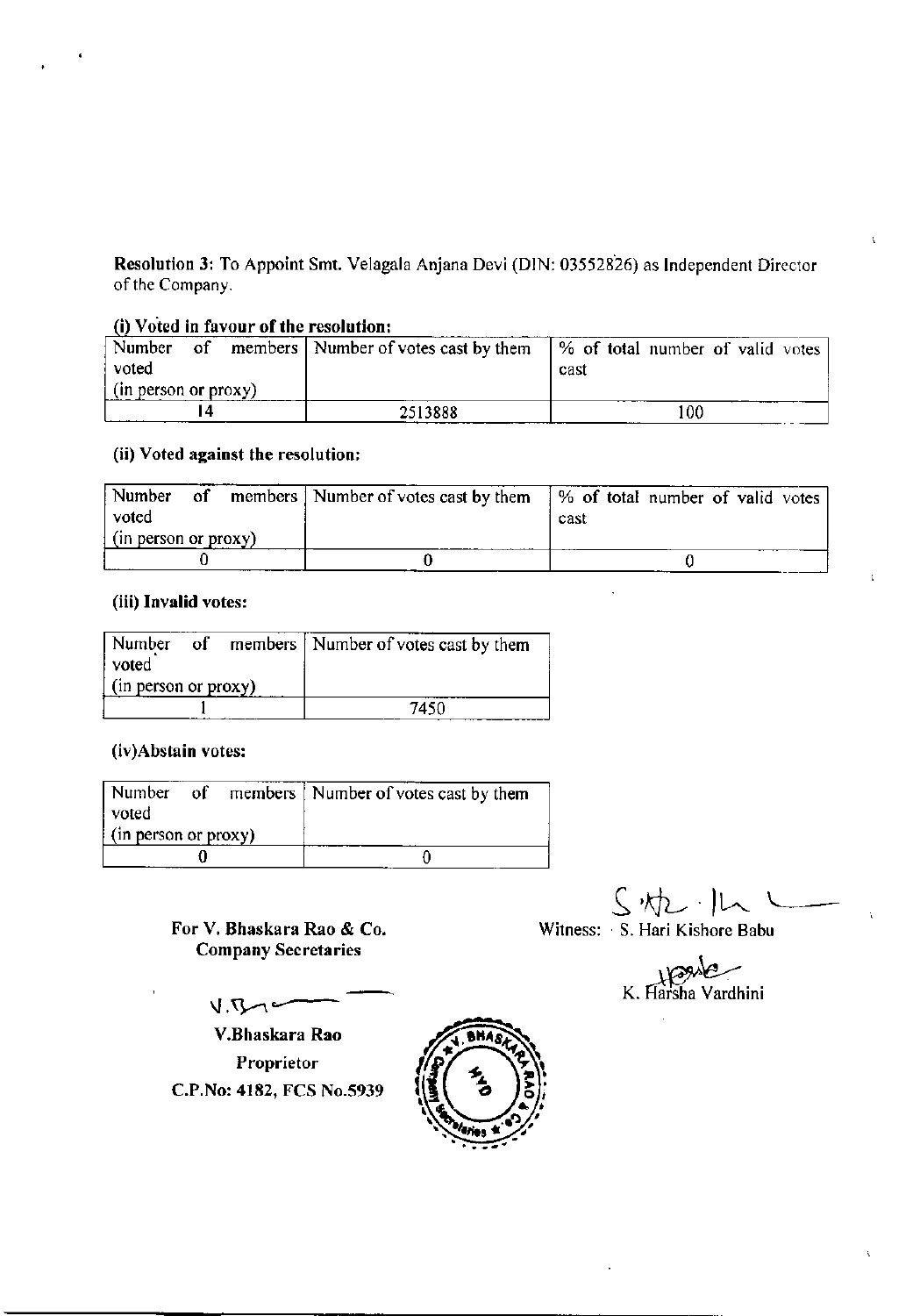**Resolution 3:** To Appoint Smt. Velagala Anjana Devi (DIN: 03552826) as Independent Director of the Company.

**(i) Voted in favour of the resolution:**

| Number of members voted (in person or proxy) | Number of votes cast by them | % of total number of valid votes cast |
|---|---|---|
| 14 | 2513888 | 100 |

**(ii) Voted against the resolution:**

| Number of members voted (in person or proxy) | Number of votes cast by them | % of total number of valid votes cast |
|---|---|---|
| 0 | 0 | 0 |

**(iii) Invalid votes:**

| Number of members voted (in person or proxy) | Number of votes cast by them |
|---|---|
| 1 | 7450 |

**(iv)Abstain votes:**

| Number of members voted (in person or proxy) | Number of votes cast by them |
|---|---|
| 0 | 0 |

**For V. Bhaskara Rao & Co.**
**Company Secretaries**

**V.Bhaskara Rao**
**Proprietor**
**C.P.No: 4182, FCS No.5939**

Witness: S. Hari Kishore Babu

K. Harsha Vardhini